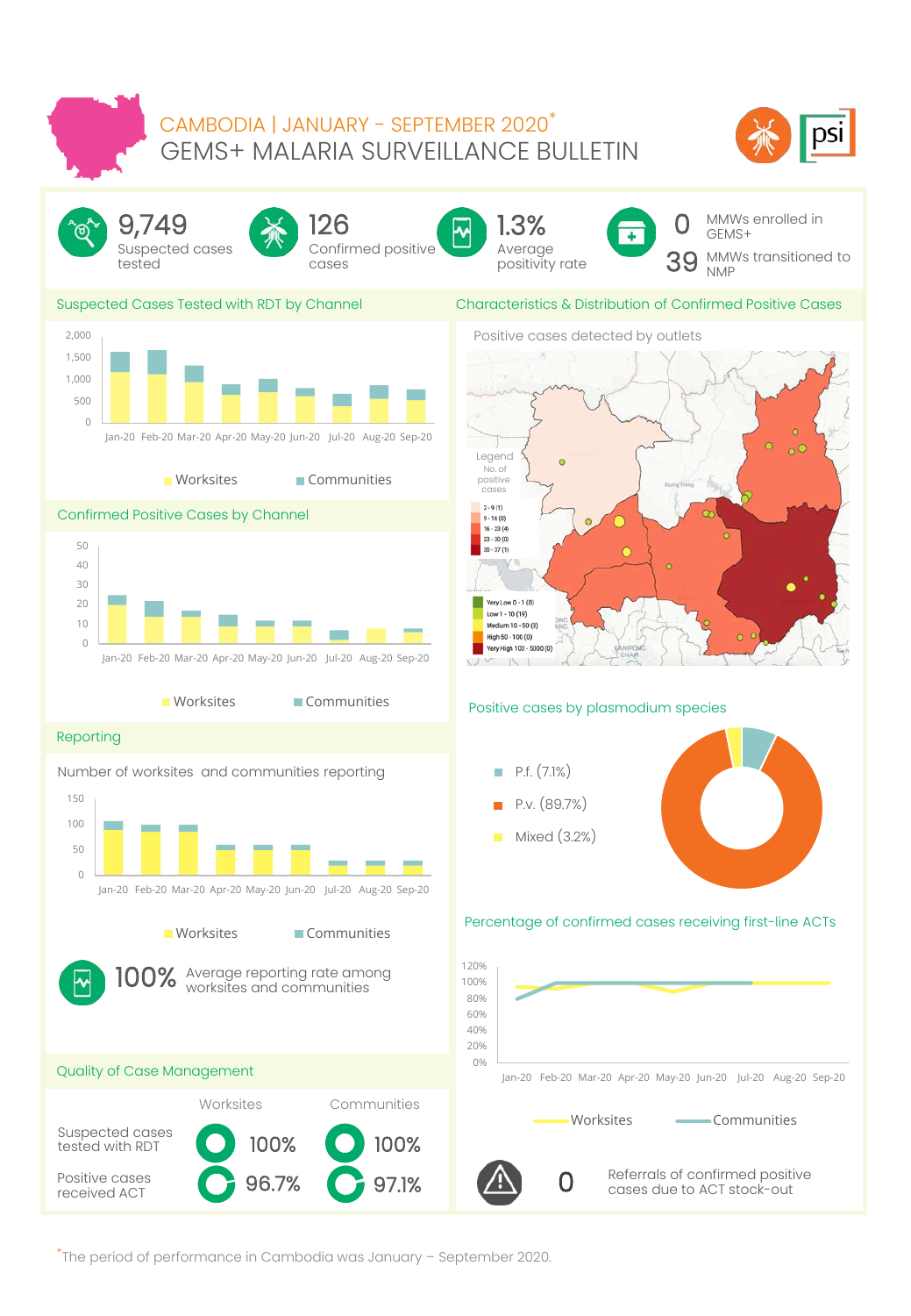# CAMBODIA | JANUARY – SEPTEMBER 2020*

# GEMS+ MALARIA SURVEILLANCE BULLETIN

**9,749** Suspected cases tested

**126** Confirmed positive cases

**1.3%** Average positivity rate

**0** MMWs enrolled in GEMS+

**39** MMWs transitioned to NMP

## Suspected Cases Tested with RDT by Channel

Jan-20 Feb-20 Mar-20 Apr-20 May-20 Jun-20 Jul-20 Aug-20 Sep-20

Worksites Communities

## Characteristics & Distribution of Confirmed Positive Cases

Positive cases detected by outlets

Legend
No. of positive cases
- 2 - 9 (1)
- 9 - 16 (0)
- 16 - 23 (4)
- 23 - 30 (0)
- 30 - 37 (1)

- Very Low 0 - 1 (0)
- Low 1 - 10 (19)
- Medium 10 - 50 (3)
- High 50 - 100 (0)
- Very High 100 - 5000 (0)

## Confirmed Positive Cases by Channel

Jan-20 Feb-20 Mar-20 Apr-20 May-20 Jun-20 Jul-20 Aug-20 Sep-20

Worksites Communities

## Positive cases by plasmodium species

- P.f. (7.1%)
- P.v. (89.7%)
- Mixed (3.2%)

## Reporting

Number of worksites and communities reporting

Jan-20 Feb-20 Mar-20 Apr-20 May-20 Jun-20 Jul-20 Aug-20 Sep-20

Worksites Communities

**100%** Average reporting rate among worksites and communities

## Percentage of confirmed cases receiving first-line ACTs

Jan-20 Feb-20 Mar-20 Apr-20 May-20 Jun-20 Jul-20 Aug-20 Sep-20

Worksites Communities

## Quality of Case Management

| | Worksites | Communities |
|---|---|---|
| Suspected cases tested with RDT | 100% | 100% |
| Positive cases received ACT | 96.7% | 97.1% |

**0** Referrals of confirmed positive cases due to ACT stock-out

*The period of performance in Cambodia was January – September 2020.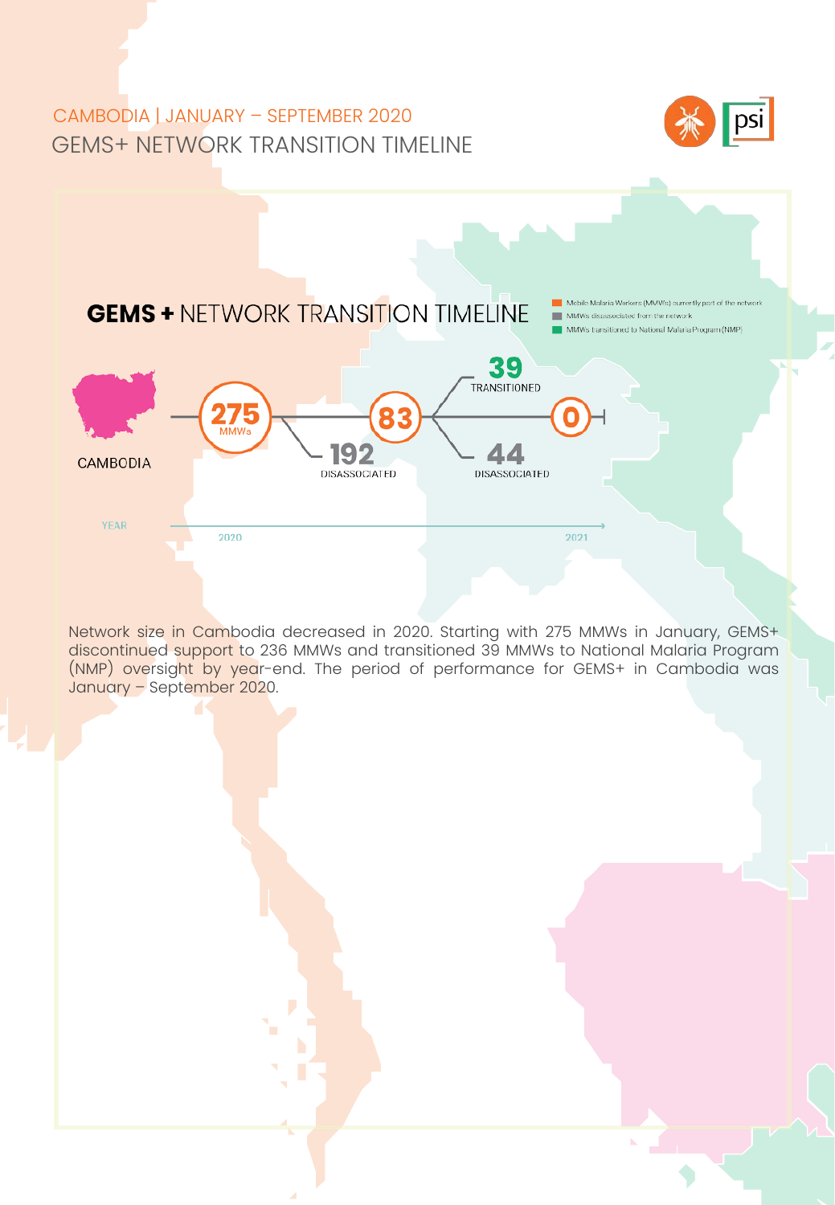CAMBODIA | JANUARY – SEPTEMBER 2020

# GEMS+ NETWORK TRANSITION TIMELINE

## GEMS + NETWORK TRANSITION TIMELINE

- Mobile Malaria Workers (MMWs) currently part of the network
- MMWs disassociated from the network
- MMWs transitioned to National Malaria Program (NMP)

CAMBODIA

275 MMWs → 192 DISASSOCIATED → 83 → 39 TRANSITIONED / 44 DISASSOCIATED → 0

YEAR: 2020 → 2021

Network size in Cambodia decreased in 2020. Starting with 275 MMWs in January, GEMS+ discontinued support to 236 MMWs and transitioned 39 MMWs to National Malaria Program (NMP) oversight by year-end. The period of performance for GEMS+ in Cambodia was January – September 2020.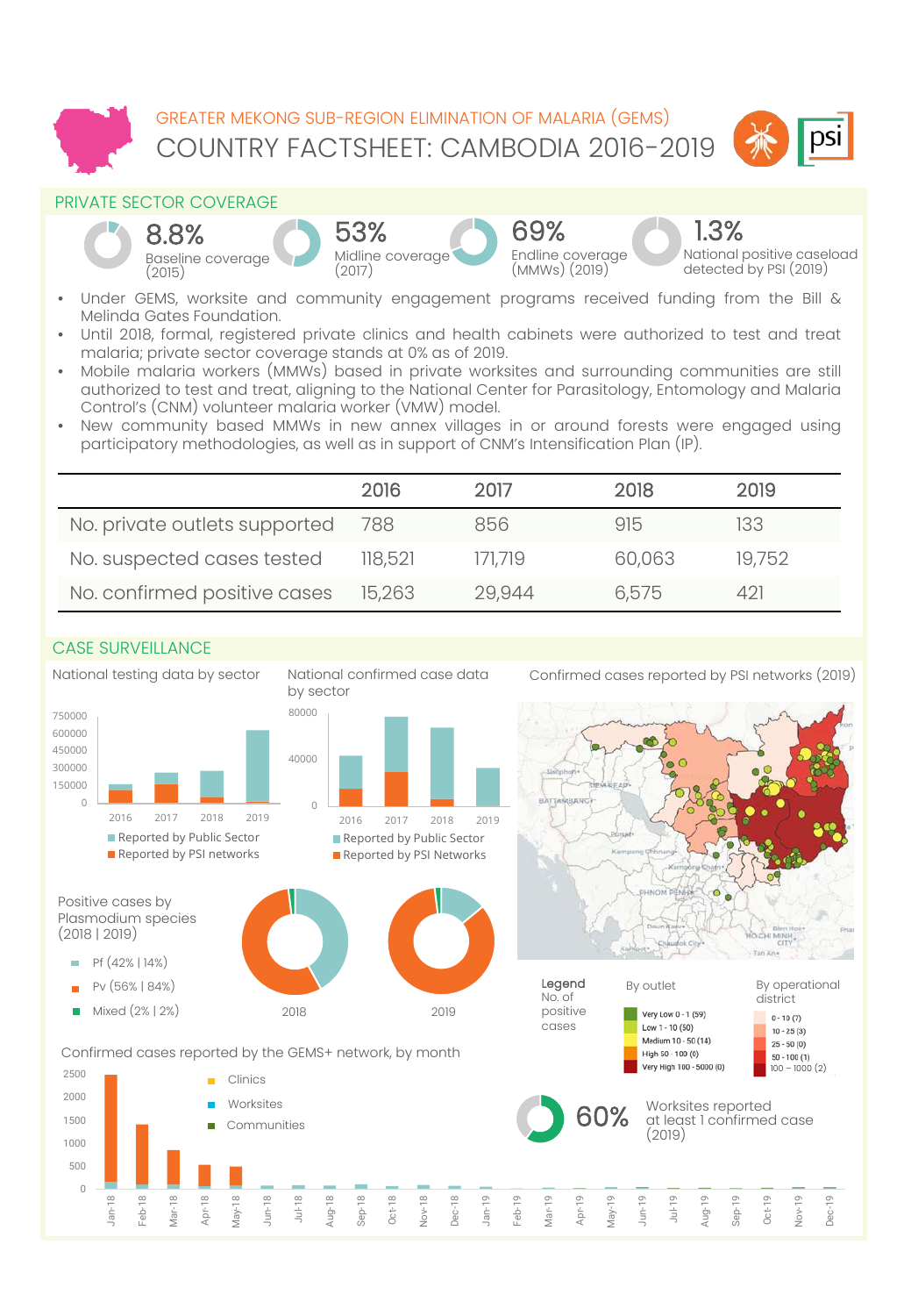GREATER MEKONG SUB-REGION ELIMINATION OF MALARIA (GEMS)

# COUNTRY FACTSHEET: CAMBODIA 2016-2019

## PRIVATE SECTOR COVERAGE

**8.8%** Baseline coverage (2015)

**53%** Midline coverage (2017)

**69%** Endline coverage (MMWs) (2019)

**1.3%** National positive caseload detected by PSI (2019)

- Under GEMS, worksite and community engagement programs received funding from the Bill & Melinda Gates Foundation.
- Until 2018, formal, registered private clinics and health cabinets were authorized to test and treat malaria; private sector coverage stands at 0% as of 2019.
- Mobile malaria workers (MMWs) based in private worksites and surrounding communities are still authorized to test and treat, aligning to the National Center for Parasitology, Entomology and Malaria Control's (CNM) volunteer malaria worker (VMW) model.
- New community based MMWs in new annex villages in or around forests were engaged using participatory methodologies, as well as in support of CNM's Intensification Plan (IP).

| | 2016 | 2017 | 2018 | 2019 |
|---|---|---|---|---|
| No. private outlets supported | 788 | 856 | 915 | 133 |
| No. suspected cases tested | 118,521 | 171,719 | 60,063 | 19,752 |
| No. confirmed positive cases | 15,263 | 29,944 | 6,575 | 421 |

## CASE SURVEILLANCE

National testing data by sector

- Reported by Public Sector
- Reported by PSI networks

National confirmed case data by sector

- Reported by Public Sector
- Reported by PSI Networks

Confirmed cases reported by PSI networks (2019)

Legend: No. of positive cases

By outlet:
- Very Low 0 - 1 (59)
- Low 1 - 10 (50)
- Medium 10 - 50 (14)
- High 50 - 100 (0)
- Very High 100 - 5000 (0)

By operational district:
- 0 - 10 (7)
- 10 - 25 (3)
- 25 - 50 (0)
- 50 - 100 (1)
- 100 – 1000 (2)

Positive cases by Plasmodium species (2018 | 2019)

- Pf (42% | 14%)
- Pv (56% | 84%)
- Mixed (2% | 2%)

Confirmed cases reported by the GEMS+ network, by month

- Clinics
- Worksites
- Communities

**60%** Worksites reported at least 1 confirmed case (2019)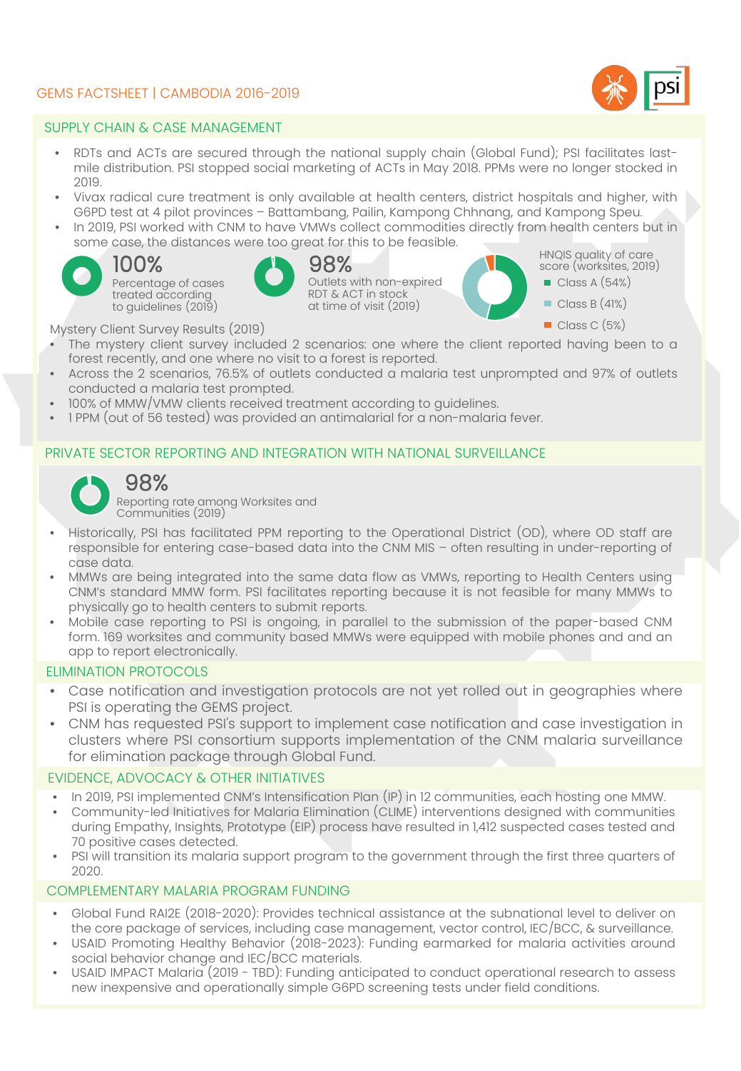GEMS FACTSHEET | CAMBODIA 2016-2019

## SUPPLY CHAIN & CASE MANAGEMENT

- RDTs and ACTs are secured through the national supply chain (Global Fund); PSI facilitates last-mile distribution. PSI stopped social marketing of ACTs in May 2018. PPMs were no longer stocked in 2019.
- Vivax radical cure treatment is only available at health centers, district hospitals and higher, with G6PD test at 4 pilot provinces – Battambang, Pailin, Kampong Chhnang, and Kampong Speu.
- In 2019, PSI worked with CNM to have VMWs collect commodities directly from health centers but in some case, the distances were too great for this to be feasible.

**100%**
Percentage of cases treated according to guidelines (2019)

**98%**
Outlets with non-expired RDT & ACT in stock at time of visit (2019)

HNQIS quality of care score (worksites, 2019)
Class A (54%)
Class B (41%)
Class C (5%)

Mystery Client Survey Results (2019)

- The mystery client survey included 2 scenarios: one where the client reported having been to a forest recently, and one where no visit to a forest is reported.
- Across the 2 scenarios, 76.5% of outlets conducted a malaria test unprompted and 97% of outlets conducted a malaria test prompted.
- 100% of MMW/VMW clients received treatment according to guidelines.
- 1 PPM (out of 56 tested) was provided an antimalarial for a non-malaria fever.

## PRIVATE SECTOR REPORTING AND INTEGRATION WITH NATIONAL SURVEILLANCE

**98%**
Reporting rate among Worksites and Communities (2019)

- Historically, PSI has facilitated PPM reporting to the Operational District (OD), where OD staff are responsible for entering case-based data into the CNM MIS – often resulting in under-reporting of case data.
- MMWs are being integrated into the same data flow as VMWs, reporting to Health Centers using CNM's standard MMW form. PSI facilitates reporting because it is not feasible for many MMWs to physically go to health centers to submit reports.
- Mobile case reporting to PSI is ongoing, in parallel to the submission of the paper-based CNM form. 169 worksites and community based MMWs were equipped with mobile phones and and an app to report electronically.

## ELIMINATION PROTOCOLS

- Case notification and investigation protocols are not yet rolled out in geographies where PSI is operating the GEMS project.
- CNM has requested PSI's support to implement case notification and case investigation in clusters where PSI consortium supports implementation of the CNM malaria surveillance for elimination package through Global Fund.

## EVIDENCE, ADVOCACY & OTHER INITIATIVES

- In 2019, PSI implemented CNM's Intensification Plan (IP) in 12 communities, each hosting one MMW.
- Community-led Initiatives for Malaria Elimination (CLIME) interventions designed with communities during Empathy, Insights, Prototype (EIP) process have resulted in 1,412 suspected cases tested and 70 positive cases detected.
- PSI will transition its malaria support program to the government through the first three quarters of 2020.

## COMPLEMENTARY MALARIA PROGRAM FUNDING

- Global Fund RAI2E (2018-2020): Provides technical assistance at the subnational level to deliver on the core package of services, including case management, vector control, IEC/BCC, & surveillance.
- USAID Promoting Healthy Behavior (2018-2023): Funding earmarked for malaria activities around social behavior change and IEC/BCC materials.
- USAID IMPACT Malaria (2019 - TBD): Funding anticipated to conduct operational research to assess new inexpensive and operationally simple G6PD screening tests under field conditions.